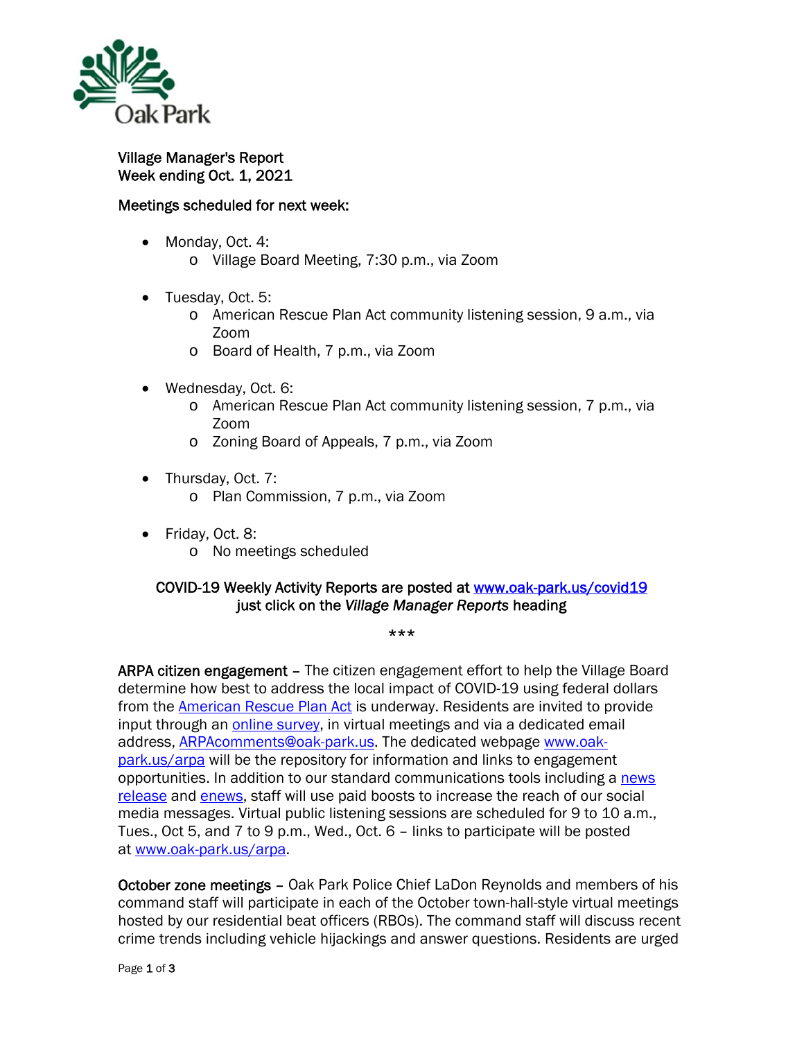Village Manager's Report
Week ending Oct. 1, 2021

Meetings scheduled for next week:

- Monday, Oct. 4:
  - Village Board Meeting, 7:30 p.m., via Zoom
- Tuesday, Oct. 5:
  - American Rescue Plan Act community listening session, 9 a.m., via Zoom
  - Board of Health, 7 p.m., via Zoom
- Wednesday, Oct. 6:
  - American Rescue Plan Act community listening session, 7 p.m., via Zoom
  - Zoning Board of Appeals, 7 p.m., via Zoom
- Thursday, Oct. 7:
  - Plan Commission, 7 p.m., via Zoom
- Friday, Oct. 8:
  - No meetings scheduled

COVID-19 Weekly Activity Reports are posted at www.oak-park.us/covid19 just click on the *Village Manager Reports* heading

***

ARPA citizen engagement – The citizen engagement effort to help the Village Board determine how best to address the local impact of COVID-19 using federal dollars from the American Rescue Plan Act is underway. Residents are invited to provide input through an online survey, in virtual meetings and via a dedicated email address, ARPAcomments@oak-park.us. The dedicated webpage www.oak-park.us/arpa will be the repository for information and links to engagement opportunities. In addition to our standard communications tools including a news release and enews, staff will use paid boosts to increase the reach of our social media messages. Virtual public listening sessions are scheduled for 9 to 10 a.m., Tues., Oct 5, and 7 to 9 p.m., Wed., Oct. 6 – links to participate will be posted at www.oak-park.us/arpa.

October zone meetings – Oak Park Police Chief LaDon Reynolds and members of his command staff will participate in each of the October town-hall-style virtual meetings hosted by our residential beat officers (RBOs). The command staff will discuss recent crime trends including vehicle hijackings and answer questions. Residents are urged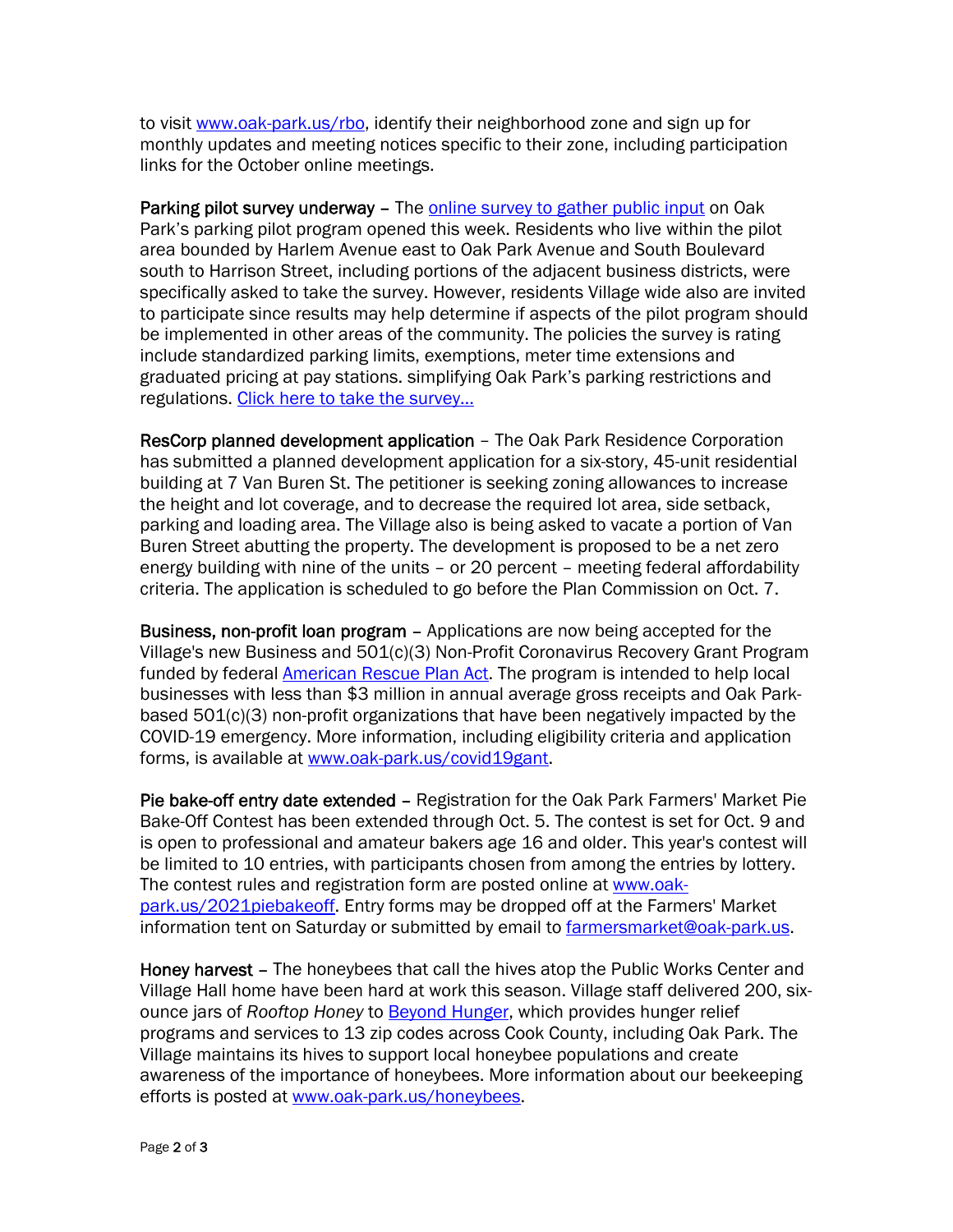to visit [www.oak-park.us/rbo](www.oak-park.us/rbo), identify their neighborhood zone and sign up for monthly updates and meeting notices specific to their zone, including participation links for the October online meetings.

**Parking pilot survey underway** – The [online survey to gather public input](#) on Oak Park's parking pilot program opened this week. Residents who live within the pilot area bounded by Harlem Avenue east to Oak Park Avenue and South Boulevard south to Harrison Street, including portions of the adjacent business districts, were specifically asked to take the survey. However, residents Village wide also are invited to participate since results may help determine if aspects of the pilot program should be implemented in other areas of the community. The policies the survey is rating include standardized parking limits, exemptions, meter time extensions and graduated pricing at pay stations. simplifying Oak Park's parking restrictions and regulations. [Click here to take the survey…](#)

**ResCorp planned development application** – The Oak Park Residence Corporation has submitted a planned development application for a six-story, 45-unit residential building at 7 Van Buren St. The petitioner is seeking zoning allowances to increase the height and lot coverage, and to decrease the required lot area, side setback, parking and loading area. The Village also is being asked to vacate a portion of Van Buren Street abutting the property. The development is proposed to be a net zero energy building with nine of the units – or 20 percent – meeting federal affordability criteria. The application is scheduled to go before the Plan Commission on Oct. 7.

**Business, non-profit loan program** – Applications are now being accepted for the Village's new Business and 501(c)(3) Non-Profit Coronavirus Recovery Grant Program funded by federal [American Rescue Plan Act](#). The program is intended to help local businesses with less than $3 million in annual average gross receipts and Oak Park-based 501(c)(3) non-profit organizations that have been negatively impacted by the COVID-19 emergency. More information, including eligibility criteria and application forms, is available at [www.oak-park.us/covid19gant](www.oak-park.us/covid19gant).

**Pie bake-off entry date extended** – Registration for the Oak Park Farmers' Market Pie Bake-Off Contest has been extended through Oct. 5. The contest is set for Oct. 9 and is open to professional and amateur bakers age 16 and older. This year's contest will be limited to 10 entries, with participants chosen from among the entries by lottery. The contest rules and registration form are posted online at [www.oak-park.us/2021piebakeoff](www.oak-park.us/2021piebakeoff). Entry forms may be dropped off at the Farmers' Market information tent on Saturday or submitted by email to [farmersmarket@oak-park.us](mailto:farmersmarket@oak-park.us).

**Honey harvest** – The honeybees that call the hives atop the Public Works Center and Village Hall home have been hard at work this season. Village staff delivered 200, six-ounce jars of *Rooftop Honey* to [Beyond Hunger](#), which provides hunger relief programs and services to 13 zip codes across Cook County, including Oak Park. The Village maintains its hives to support local honeybee populations and create awareness of the importance of honeybees. More information about our beekeeping efforts is posted at [www.oak-park.us/honeybees](www.oak-park.us/honeybees).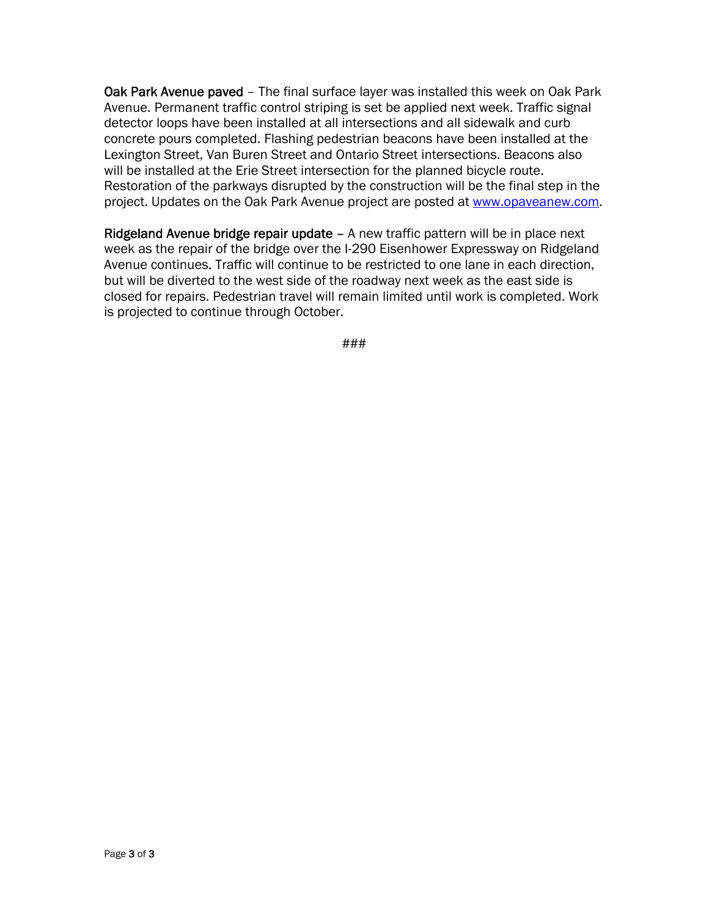**Oak Park Avenue paved** – The final surface layer was installed this week on Oak Park Avenue. Permanent traffic control striping is set be applied next week. Traffic signal detector loops have been installed at all intersections and all sidewalk and curb concrete pours completed. Flashing pedestrian beacons have been installed at the Lexington Street, Van Buren Street and Ontario Street intersections. Beacons also will be installed at the Erie Street intersection for the planned bicycle route. Restoration of the parkways disrupted by the construction will be the final step in the project. Updates on the Oak Park Avenue project are posted at [www.opaveanew.com](http://www.opaveanew.com).

**Ridgeland Avenue bridge repair update** – A new traffic pattern will be in place next week as the repair of the bridge over the I-290 Eisenhower Expressway on Ridgeland Avenue continues. Traffic will continue to be restricted to one lane in each direction, but will be diverted to the west side of the roadway next week as the east side is closed for repairs. Pedestrian travel will remain limited until work is completed. Work is projected to continue through October.

###